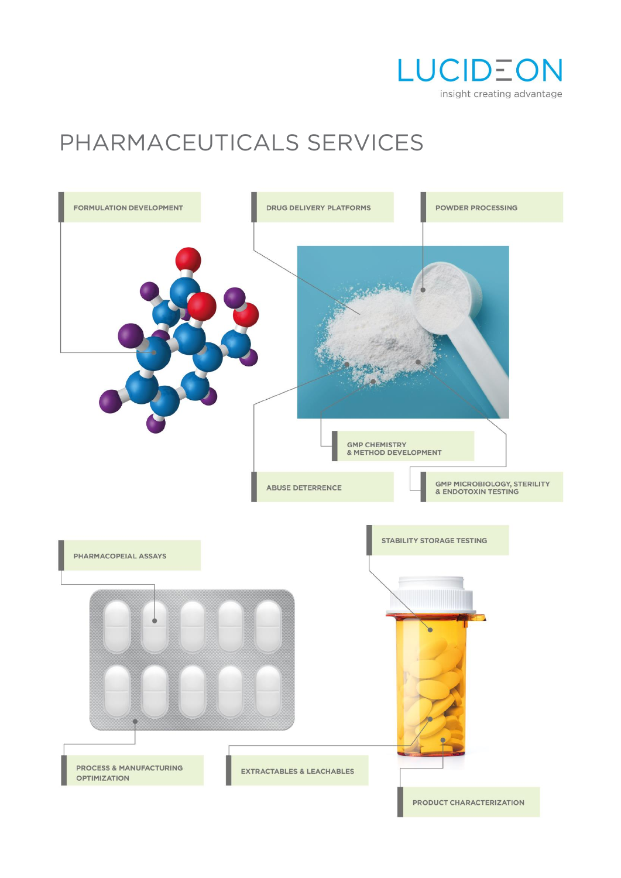LUCIDEON

insight creating advantage

# PHARMACEUTICALS SERVICES

- FORMULATION DEVELOPMENT
- DRUG DELIVERY PLATFORMS
- POWDER PROCESSING
- GMP CHEMISTRY & METHOD DEVELOPMENT
- ABUSE DETERRENCE
- GMP MICROBIOLOGY, STERILITY & ENDOTOXIN TESTING
- PHARMACOPEIAL ASSAYS
- STABILITY STORAGE TESTING
- PROCESS & MANUFACTURING OPTIMIZATION
- EXTRACTABLES & LEACHABLES
- PRODUCT CHARACTERIZATION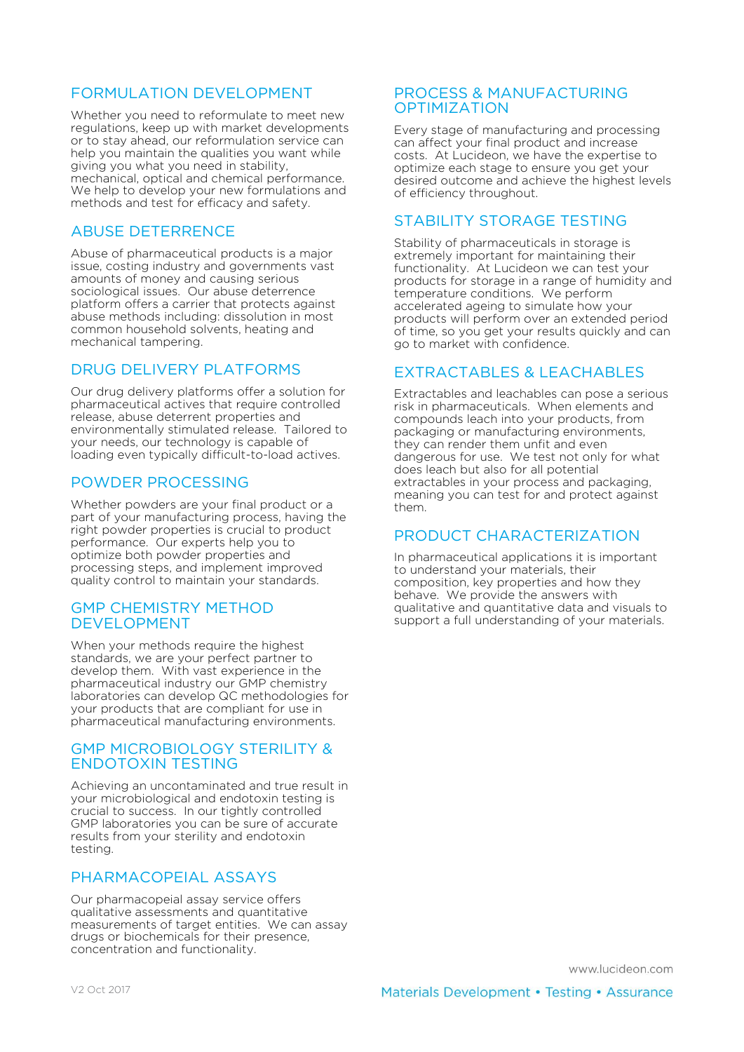## FORMULATION DEVELOPMENT

Whether you need to reformulate to meet new regulations, keep up with market developments or to stay ahead, our reformulation service can help you maintain the qualities you want while giving you what you need in stability, mechanical, optical and chemical performance. We help to develop your new formulations and methods and test for efficacy and safety.

## ABUSE DETERRENCE

Abuse of pharmaceutical products is a major issue, costing industry and governments vast amounts of money and causing serious sociological issues. Our abuse deterrence platform offers a carrier that protects against abuse methods including: dissolution in most common household solvents, heating and mechanical tampering.

## DRUG DELIVERY PLATFORMS

Our drug delivery platforms offer a solution for pharmaceutical actives that require controlled release, abuse deterrent properties and environmentally stimulated release. Tailored to your needs, our technology is capable of loading even typically difficult-to-load actives.

## POWDER PROCESSING

Whether powders are your final product or a part of your manufacturing process, having the right powder properties is crucial to product performance. Our experts help you to optimize both powder properties and processing steps, and implement improved quality control to maintain your standards.

## GMP CHEMISTRY METHOD DEVELOPMENT

When your methods require the highest standards, we are your perfect partner to develop them. With vast experience in the pharmaceutical industry our GMP chemistry laboratories can develop QC methodologies for your products that are compliant for use in pharmaceutical manufacturing environments.

## GMP MICROBIOLOGY STERILITY & ENDOTOXIN TESTING

Achieving an uncontaminated and true result in your microbiological and endotoxin testing is crucial to success. In our tightly controlled GMP laboratories you can be sure of accurate results from your sterility and endotoxin testing.

## PHARMACOPEIAL ASSAYS

Our pharmacopeial assay service offers qualitative assessments and quantitative measurements of target entities. We can assay drugs or biochemicals for their presence, concentration and functionality.

## PROCESS & MANUFACTURING OPTIMIZATION

Every stage of manufacturing and processing can affect your final product and increase costs. At Lucideon, we have the expertise to optimize each stage to ensure you get your desired outcome and achieve the highest levels of efficiency throughout.

## STABILITY STORAGE TESTING

Stability of pharmaceuticals in storage is extremely important for maintaining their functionality. At Lucideon we can test your products for storage in a range of humidity and temperature conditions. We perform accelerated ageing to simulate how your products will perform over an extended period of time, so you get your results quickly and can go to market with confidence.

## EXTRACTABLES & LEACHABLES

Extractables and leachables can pose a serious risk in pharmaceuticals. When elements and compounds leach into your products, from packaging or manufacturing environments, they can render them unfit and even dangerous for use. We test not only for what does leach but also for all potential extractables in your process and packaging, meaning you can test for and protect against them.

## PRODUCT CHARACTERIZATION

In pharmaceutical applications it is important to understand your materials, their composition, key properties and how they behave. We provide the answers with qualitative and quantitative data and visuals to support a full understanding of your materials.

V2 Oct 2017

www.lucideon.com

Materials Development • Testing • Assurance